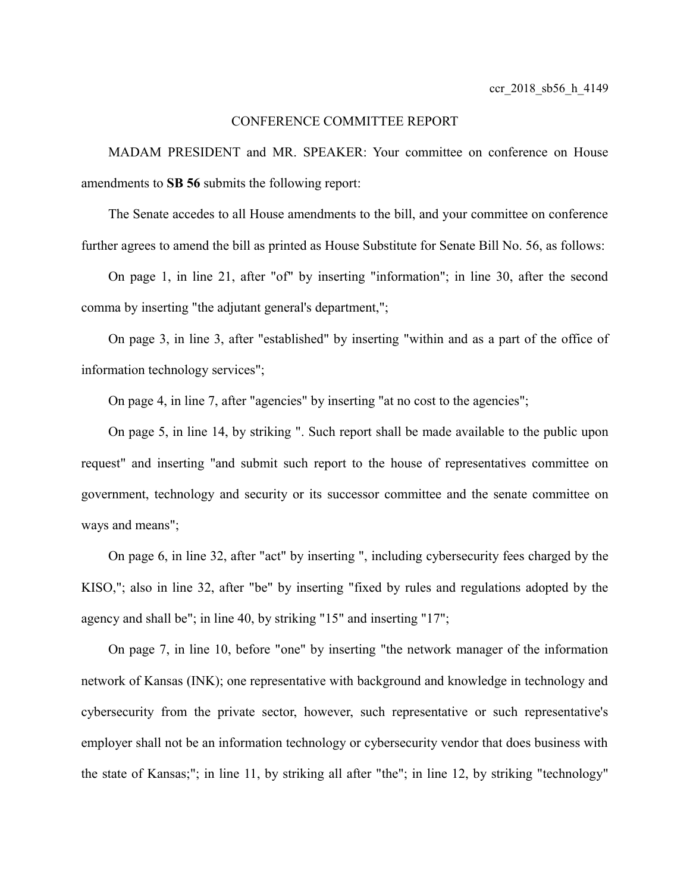ccr_2018_sb56_h_4149

# CONFERENCE COMMITTEE REPORT

MADAM PRESIDENT and MR. SPEAKER: Your committee on conference on House amendments to **SB 56** submits the following report:

The Senate accedes to all House amendments to the bill, and your committee on conference further agrees to amend the bill as printed as House Substitute for Senate Bill No. 56, as follows:

On page 1, in line 21, after "of" by inserting "information"; in line 30, after the second comma by inserting "the adjutant general's department,";

On page 3, in line 3, after "established" by inserting "within and as a part of the office of information technology services";

On page 4, in line 7, after "agencies" by inserting "at no cost to the agencies";

On page 5, in line 14, by striking ". Such report shall be made available to the public upon request" and inserting "and submit such report to the house of representatives committee on government, technology and security or its successor committee and the senate committee on ways and means";

On page 6, in line 32, after "act" by inserting ", including cybersecurity fees charged by the KISO,"; also in line 32, after "be" by inserting "fixed by rules and regulations adopted by the agency and shall be"; in line 40, by striking "15" and inserting "17";

On page 7, in line 10, before "one" by inserting "the network manager of the information network of Kansas (INK); one representative with background and knowledge in technology and cybersecurity from the private sector, however, such representative or such representative's employer shall not be an information technology or cybersecurity vendor that does business with the state of Kansas;"; in line 11, by striking all after "the"; in line 12, by striking "technology"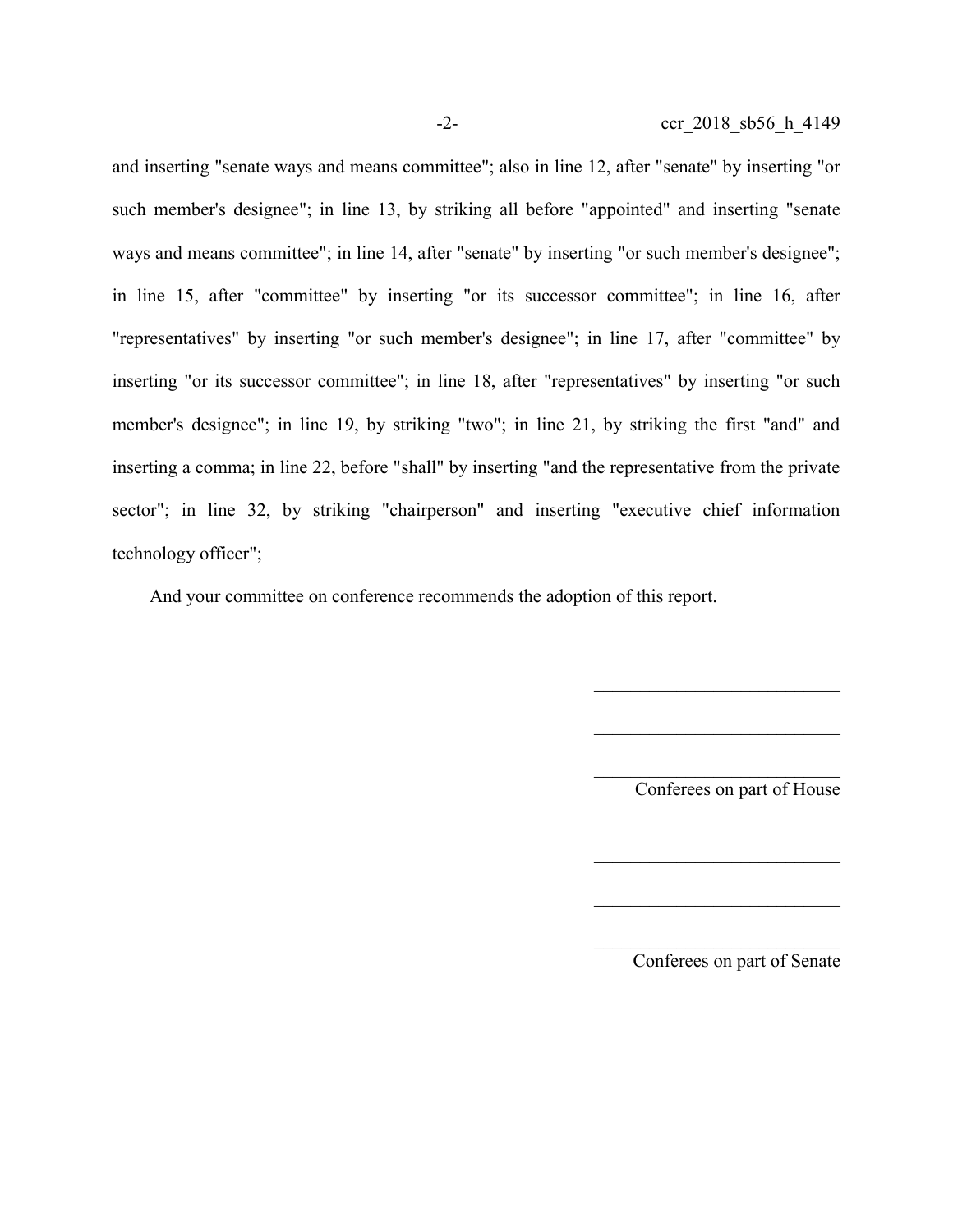and inserting "senate ways and means committee"; also in line 12, after "senate" by inserting "or such member's designee"; in line 13, by striking all before "appointed" and inserting "senate ways and means committee"; in line 14, after "senate" by inserting "or such member's designee"; in line 15, after "committee" by inserting "or its successor committee"; in line 16, after "representatives" by inserting "or such member's designee"; in line 17, after "committee" by inserting "or its successor committee"; in line 18, after "representatives" by inserting "or such member's designee"; in line 19, by striking "two"; in line 21, by striking the first "and" and inserting a comma; in line 22, before "shall" by inserting "and the representative from the private sector"; in line 32, by striking "chairperson" and inserting "executive chief information technology officer";

And your committee on conference recommends the adoption of this report.

\_\_\_\_\_\_\_\_\_\_\_\_\_\_\_\_\_\_\_\_\_\_\_\_\_\_

\_\_\_\_\_\_\_\_\_\_\_\_\_\_\_\_\_\_\_\_\_\_\_\_\_\_

\_\_\_\_\_\_\_\_\_\_\_\_\_\_\_\_\_\_\_\_\_\_\_\_\_\_

Conferees on part of House

\_\_\_\_\_\_\_\_\_\_\_\_\_\_\_\_\_\_\_\_\_\_\_\_\_\_

\_\_\_\_\_\_\_\_\_\_\_\_\_\_\_\_\_\_\_\_\_\_\_\_\_\_

\_\_\_\_\_\_\_\_\_\_\_\_\_\_\_\_\_\_\_\_\_\_\_\_\_\_

Conferees on part of Senate